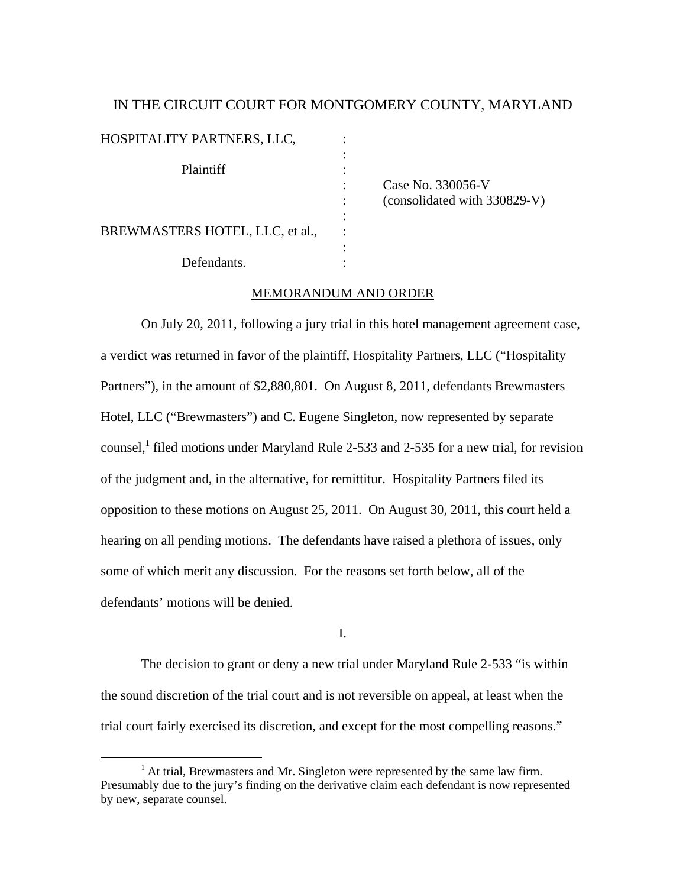IN THE CIRCUIT COURT FOR MONTGOMERY COUNTY, MARYLAND

HOSPITALITY PARTNERS, LLC, :
:
Plaintiff :
: Case No. 330056-V
: (consolidated with 330829-V)
:
BREWMASTERS HOTEL, LLC, et al., :
:
Defendants. :

MEMORANDUM AND ORDER

On July 20, 2011, following a jury trial in this hotel management agreement case, a verdict was returned in favor of the plaintiff, Hospitality Partners, LLC ("Hospitality Partners"), in the amount of $2,880,801. On August 8, 2011, defendants Brewmasters Hotel, LLC ("Brewmasters") and C. Eugene Singleton, now represented by separate counsel,[1] filed motions under Maryland Rule 2-533 and 2-535 for a new trial, for revision of the judgment and, in the alternative, for remittitur. Hospitality Partners filed its opposition to these motions on August 25, 2011. On August 30, 2011, this court held a hearing on all pending motions. The defendants have raised a plethora of issues, only some of which merit any discussion. For the reasons set forth below, all of the defendants' motions will be denied.

I.

The decision to grant or deny a new trial under Maryland Rule 2-533 "is within the sound discretion of the trial court and is not reversible on appeal, at least when the trial court fairly exercised its discretion, and except for the most compelling reasons."

[1] At trial, Brewmasters and Mr. Singleton were represented by the same law firm. Presumably due to the jury's finding on the derivative claim each defendant is now represented by new, separate counsel.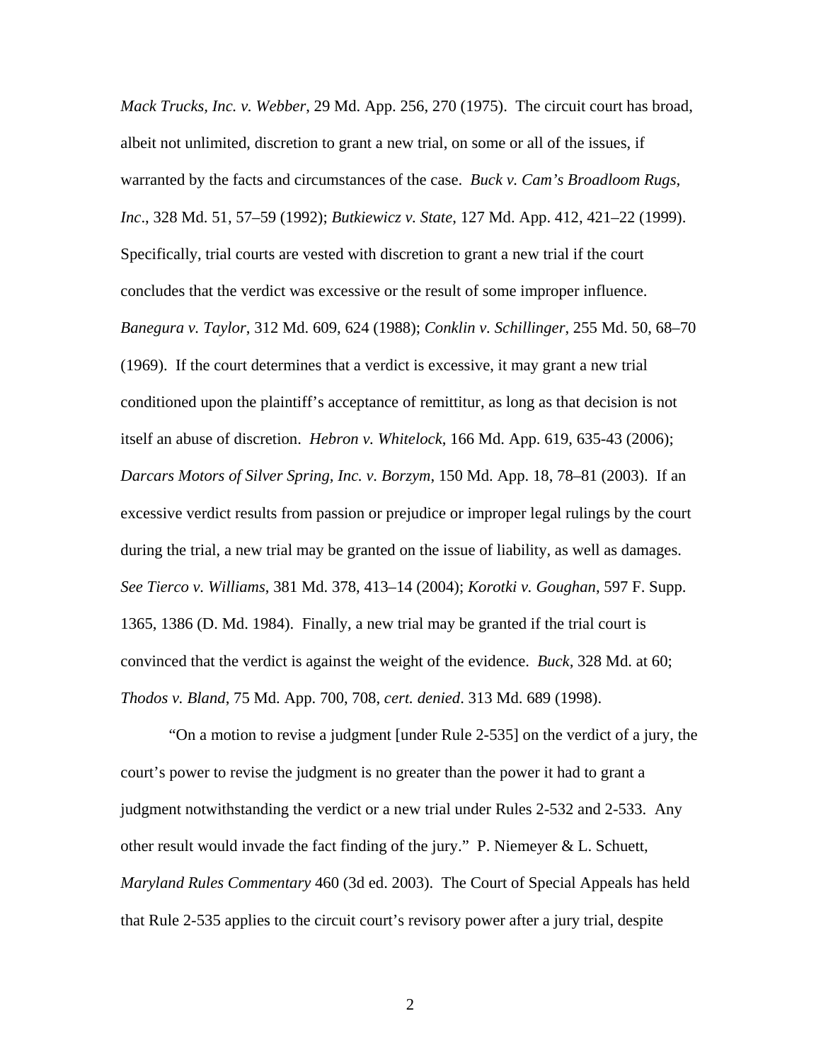*Mack Trucks, Inc. v. Webber*, 29 Md. App. 256, 270 (1975). The circuit court has broad, albeit not unlimited, discretion to grant a new trial, on some or all of the issues, if warranted by the facts and circumstances of the case. *Buck v. Cam's Broadloom Rugs, Inc*., 328 Md. 51, 57–59 (1992); *Butkiewicz v. State*, 127 Md. App. 412, 421–22 (1999). Specifically, trial courts are vested with discretion to grant a new trial if the court concludes that the verdict was excessive or the result of some improper influence. *Banegura v. Taylor*, 312 Md. 609, 624 (1988); *Conklin v. Schillinger*, 255 Md. 50, 68–70 (1969). If the court determines that a verdict is excessive, it may grant a new trial conditioned upon the plaintiff's acceptance of remittitur, as long as that decision is not itself an abuse of discretion. *Hebron v. Whitelock*, 166 Md. App. 619, 635-43 (2006); *Darcars Motors of Silver Spring, Inc. v. Borzym*, 150 Md. App. 18, 78–81 (2003). If an excessive verdict results from passion or prejudice or improper legal rulings by the court during the trial, a new trial may be granted on the issue of liability, as well as damages. *See Tierco v. Williams*, 381 Md. 378, 413–14 (2004); *Korotki v. Goughan*, 597 F. Supp. 1365, 1386 (D. Md. 1984). Finally, a new trial may be granted if the trial court is convinced that the verdict is against the weight of the evidence. *Buck*, 328 Md. at 60; *Thodos v. Bland*, 75 Md. App. 700, 708, *cert. denied*. 313 Md. 689 (1998).

"On a motion to revise a judgment [under Rule 2-535] on the verdict of a jury, the court's power to revise the judgment is no greater than the power it had to grant a judgment notwithstanding the verdict or a new trial under Rules 2-532 and 2-533. Any other result would invade the fact finding of the jury." P. Niemeyer & L. Schuett, *Maryland Rules Commentary* 460 (3d ed. 2003). The Court of Special Appeals has held that Rule 2-535 applies to the circuit court's revisory power after a jury trial, despite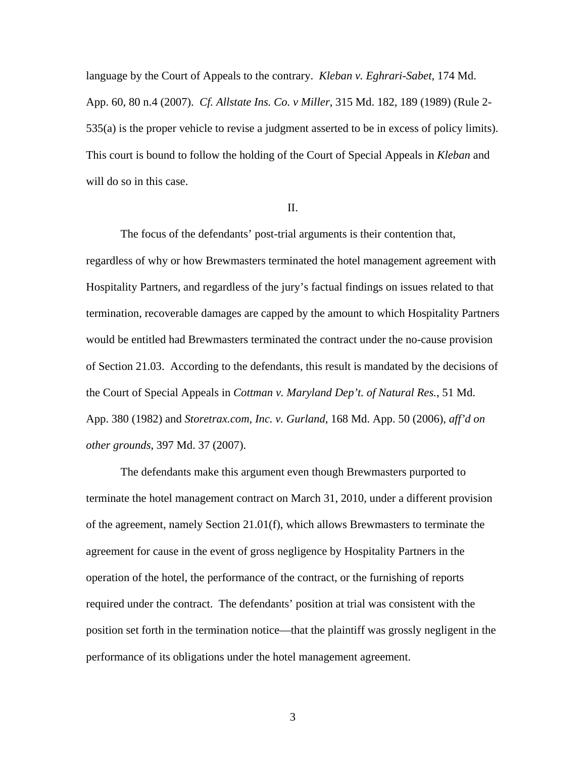language by the Court of Appeals to the contrary. *Kleban v. Eghrari-Sabet*, 174 Md. App. 60, 80 n.4 (2007). *Cf. Allstate Ins. Co. v Miller*, 315 Md. 182, 189 (1989) (Rule 2-535(a) is the proper vehicle to revise a judgment asserted to be in excess of policy limits). This court is bound to follow the holding of the Court of Special Appeals in *Kleban* and will do so in this case.

II.

The focus of the defendants' post-trial arguments is their contention that, regardless of why or how Brewmasters terminated the hotel management agreement with Hospitality Partners, and regardless of the jury's factual findings on issues related to that termination, recoverable damages are capped by the amount to which Hospitality Partners would be entitled had Brewmasters terminated the contract under the no-cause provision of Section 21.03. According to the defendants, this result is mandated by the decisions of the Court of Special Appeals in *Cottman v. Maryland Dep't. of Natural Res.*, 51 Md. App. 380 (1982) and *Storetrax.com, Inc. v. Gurland*, 168 Md. App. 50 (2006), *aff'd on other grounds*, 397 Md. 37 (2007).

The defendants make this argument even though Brewmasters purported to terminate the hotel management contract on March 31, 2010, under a different provision of the agreement, namely Section 21.01(f), which allows Brewmasters to terminate the agreement for cause in the event of gross negligence by Hospitality Partners in the operation of the hotel, the performance of the contract, or the furnishing of reports required under the contract. The defendants' position at trial was consistent with the position set forth in the termination notice—that the plaintiff was grossly negligent in the performance of its obligations under the hotel management agreement.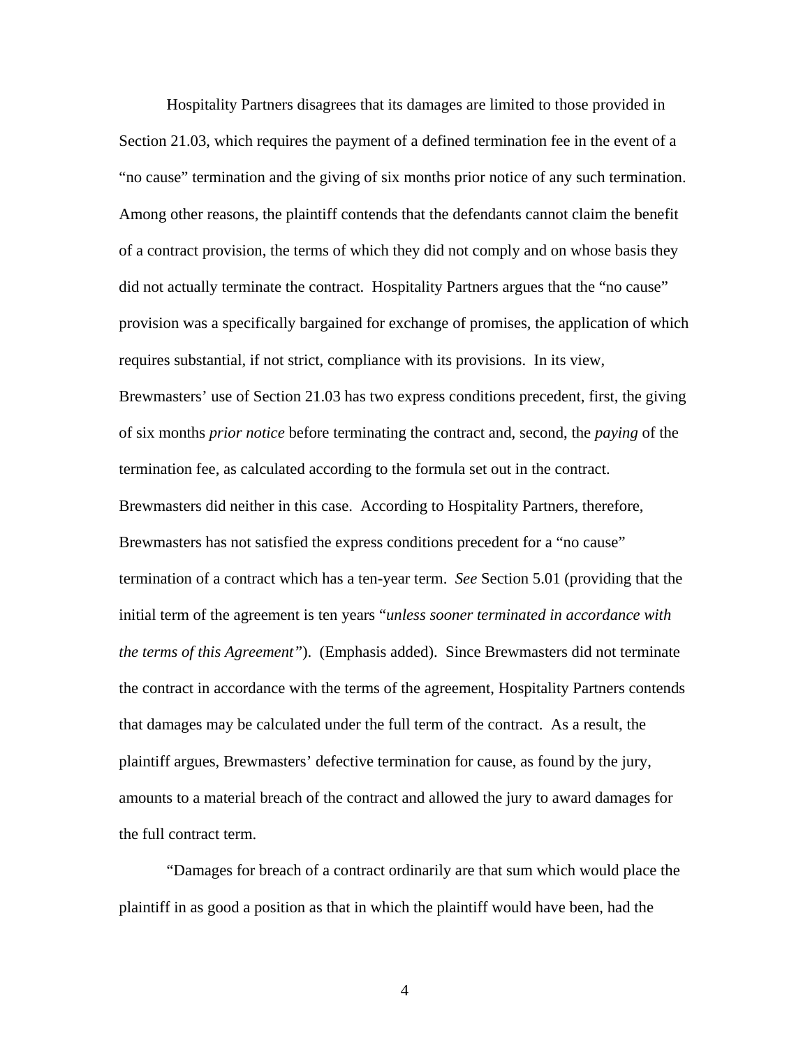Hospitality Partners disagrees that its damages are limited to those provided in Section 21.03, which requires the payment of a defined termination fee in the event of a "no cause" termination and the giving of six months prior notice of any such termination. Among other reasons, the plaintiff contends that the defendants cannot claim the benefit of a contract provision, the terms of which they did not comply and on whose basis they did not actually terminate the contract. Hospitality Partners argues that the "no cause" provision was a specifically bargained for exchange of promises, the application of which requires substantial, if not strict, compliance with its provisions. In its view, Brewmasters' use of Section 21.03 has two express conditions precedent, first, the giving of six months *prior notice* before terminating the contract and, second, the *paying* of the termination fee, as calculated according to the formula set out in the contract. Brewmasters did neither in this case. According to Hospitality Partners, therefore, Brewmasters has not satisfied the express conditions precedent for a "no cause" termination of a contract which has a ten-year term. *See* Section 5.01 (providing that the initial term of the agreement is ten years "*unless sooner terminated in accordance with the terms of this Agreement*"). (Emphasis added). Since Brewmasters did not terminate the contract in accordance with the terms of the agreement, Hospitality Partners contends that damages may be calculated under the full term of the contract. As a result, the plaintiff argues, Brewmasters' defective termination for cause, as found by the jury, amounts to a material breach of the contract and allowed the jury to award damages for the full contract term.

"Damages for breach of a contract ordinarily are that sum which would place the plaintiff in as good a position as that in which the plaintiff would have been, had the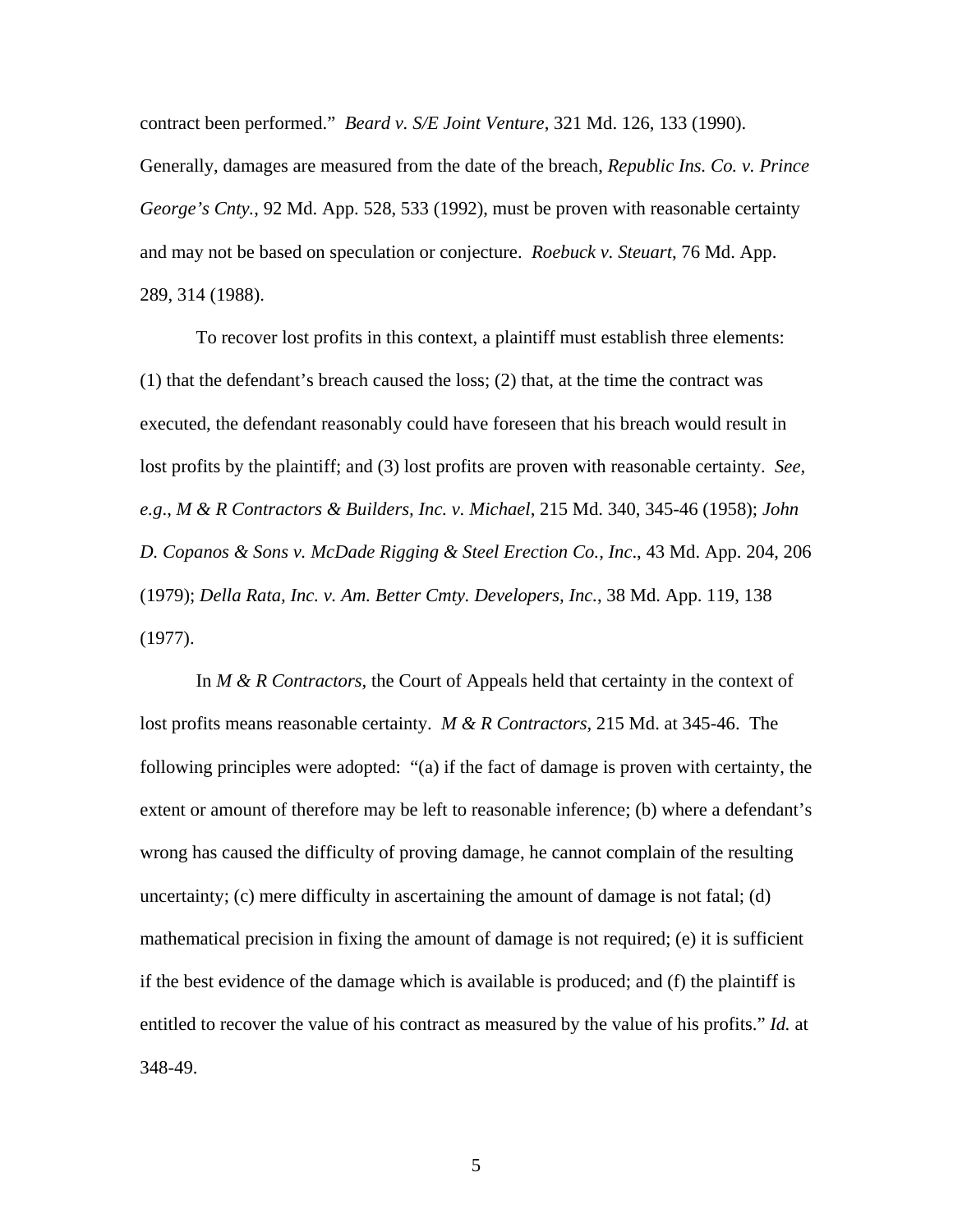contract been performed." *Beard v. S/E Joint Venture*, 321 Md. 126, 133 (1990). Generally, damages are measured from the date of the breach, *Republic Ins. Co. v. Prince George's Cnty.*, 92 Md. App. 528, 533 (1992), must be proven with reasonable certainty and may not be based on speculation or conjecture. *Roebuck v. Steuart*, 76 Md. App. 289, 314 (1988).

To recover lost profits in this context, a plaintiff must establish three elements: (1) that the defendant's breach caused the loss; (2) that, at the time the contract was executed, the defendant reasonably could have foreseen that his breach would result in lost profits by the plaintiff; and (3) lost profits are proven with reasonable certainty. *See, e.g.*, *M & R Contractors & Builders, Inc. v. Michael*, 215 Md. 340, 345-46 (1958); *John D. Copanos & Sons v. McDade Rigging & Steel Erection Co., Inc*., 43 Md. App. 204, 206 (1979); *Della Rata, Inc. v. Am. Better Cmty. Developers, Inc.*, 38 Md. App. 119, 138 (1977).

In *M & R Contractors*, the Court of Appeals held that certainty in the context of lost profits means reasonable certainty. *M & R Contractors*, 215 Md. at 345-46. The following principles were adopted: "(a) if the fact of damage is proven with certainty, the extent or amount of therefore may be left to reasonable inference; (b) where a defendant's wrong has caused the difficulty of proving damage, he cannot complain of the resulting uncertainty; (c) mere difficulty in ascertaining the amount of damage is not fatal; (d) mathematical precision in fixing the amount of damage is not required; (e) it is sufficient if the best evidence of the damage which is available is produced; and (f) the plaintiff is entitled to recover the value of his contract as measured by the value of his profits." *Id.* at 348-49.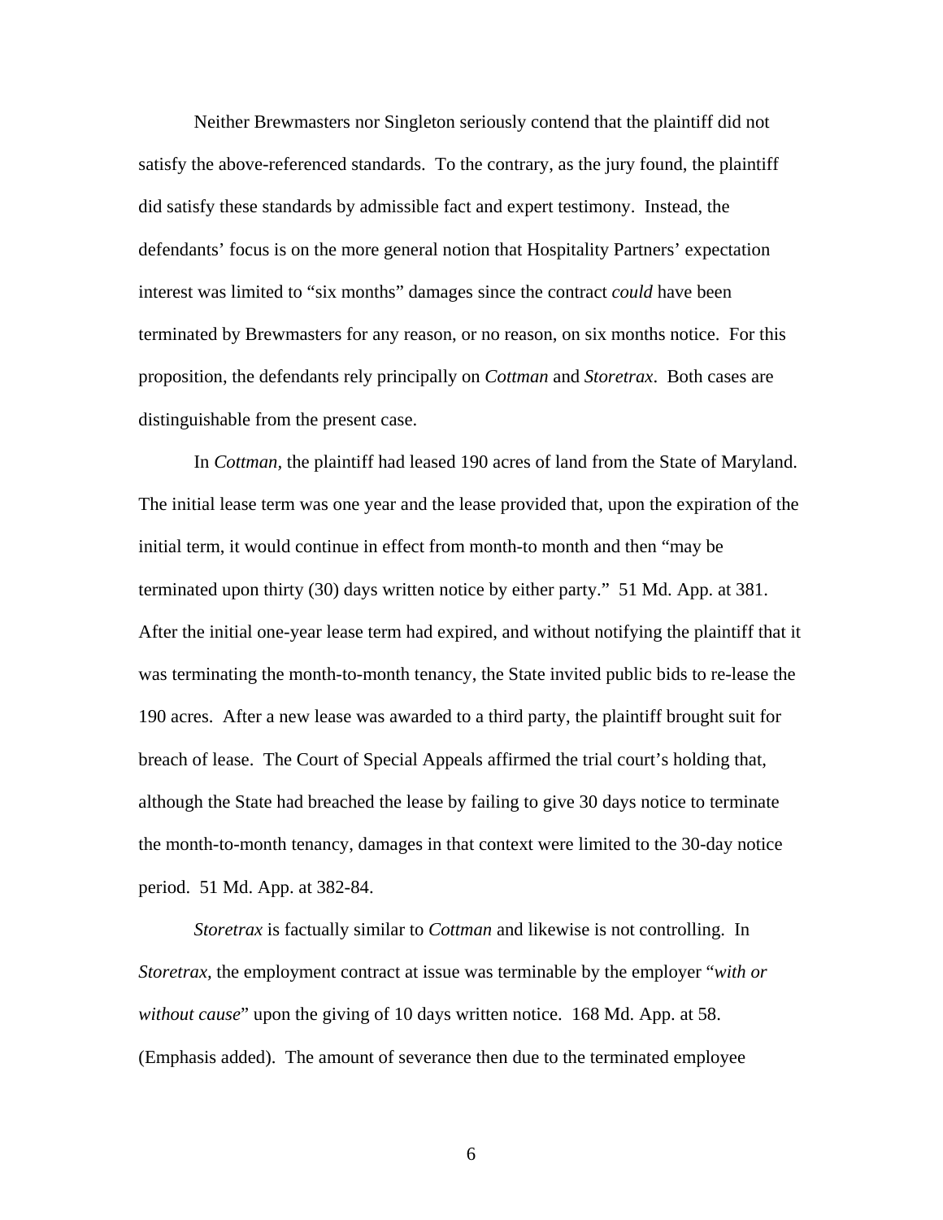Neither Brewmasters nor Singleton seriously contend that the plaintiff did not satisfy the above-referenced standards. To the contrary, as the jury found, the plaintiff did satisfy these standards by admissible fact and expert testimony. Instead, the defendants' focus is on the more general notion that Hospitality Partners' expectation interest was limited to "six months" damages since the contract *could* have been terminated by Brewmasters for any reason, or no reason, on six months notice. For this proposition, the defendants rely principally on *Cottman* and *Storetrax*. Both cases are distinguishable from the present case.

In *Cottman*, the plaintiff had leased 190 acres of land from the State of Maryland. The initial lease term was one year and the lease provided that, upon the expiration of the initial term, it would continue in effect from month-to month and then "may be terminated upon thirty (30) days written notice by either party." 51 Md. App. at 381. After the initial one-year lease term had expired, and without notifying the plaintiff that it was terminating the month-to-month tenancy, the State invited public bids to re-lease the 190 acres. After a new lease was awarded to a third party, the plaintiff brought suit for breach of lease. The Court of Special Appeals affirmed the trial court's holding that, although the State had breached the lease by failing to give 30 days notice to terminate the month-to-month tenancy, damages in that context were limited to the 30-day notice period. 51 Md. App. at 382-84.

*Storetrax* is factually similar to *Cottman* and likewise is not controlling. In *Storetrax*, the employment contract at issue was terminable by the employer "*with or without cause*" upon the giving of 10 days written notice. 168 Md. App. at 58. (Emphasis added). The amount of severance then due to the terminated employee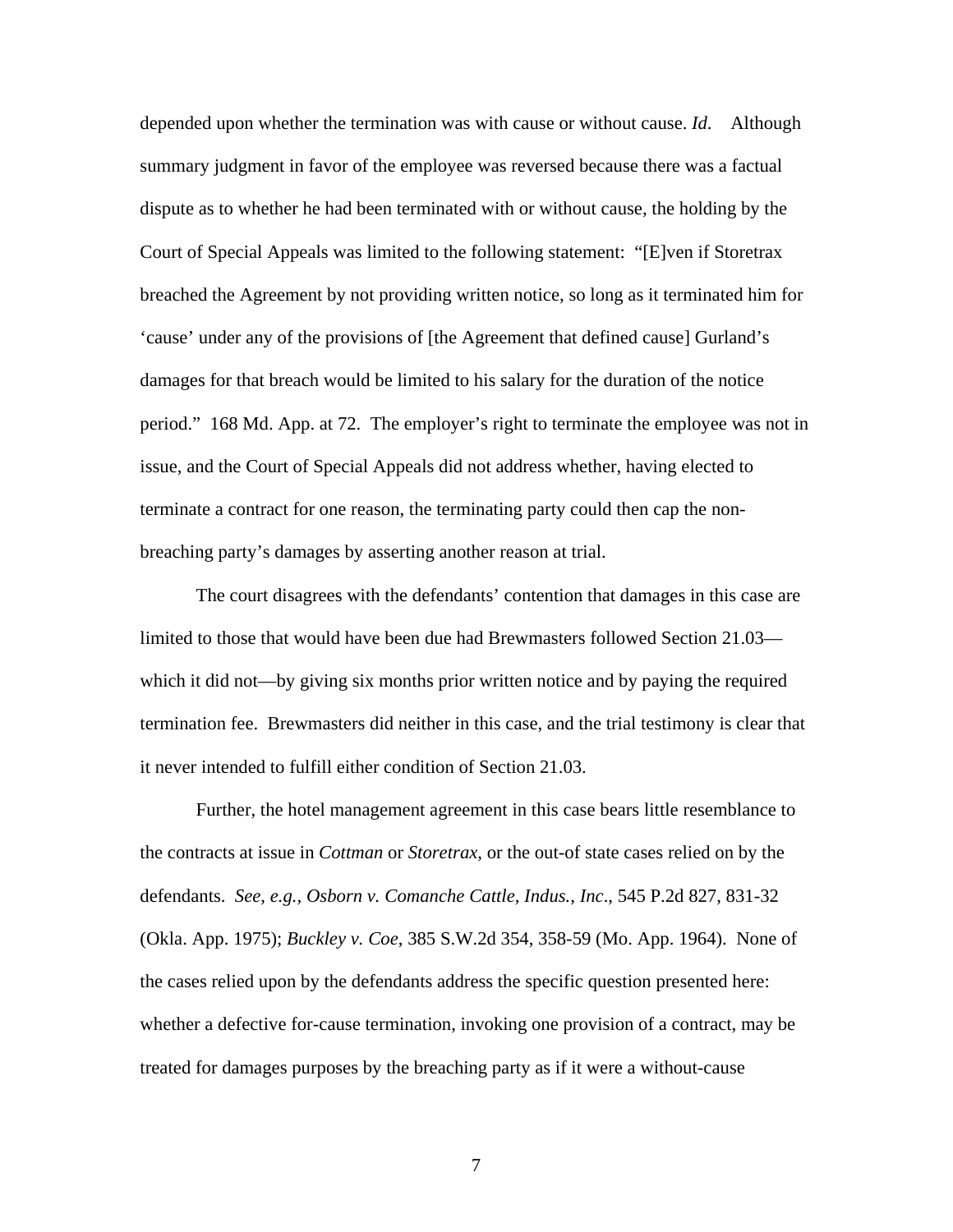depended upon whether the termination was with cause or without cause. *Id*. Although summary judgment in favor of the employee was reversed because there was a factual dispute as to whether he had been terminated with or without cause, the holding by the Court of Special Appeals was limited to the following statement: "[E]ven if Storetrax breached the Agreement by not providing written notice, so long as it terminated him for 'cause' under any of the provisions of [the Agreement that defined cause] Gurland's damages for that breach would be limited to his salary for the duration of the notice period." 168 Md. App. at 72. The employer's right to terminate the employee was not in issue, and the Court of Special Appeals did not address whether, having elected to terminate a contract for one reason, the terminating party could then cap the non-breaching party's damages by asserting another reason at trial.

The court disagrees with the defendants' contention that damages in this case are limited to those that would have been due had Brewmasters followed Section 21.03—which it did not—by giving six months prior written notice and by paying the required termination fee. Brewmasters did neither in this case, and the trial testimony is clear that it never intended to fulfill either condition of Section 21.03.

Further, the hotel management agreement in this case bears little resemblance to the contracts at issue in *Cottman* or *Storetrax*, or the out-of state cases relied on by the defendants. *See, e.g., Osborn v. Comanche Cattle, Indus., Inc*., 545 P.2d 827, 831-32 (Okla. App. 1975); *Buckley v. Coe*, 385 S.W.2d 354, 358-59 (Mo. App. 1964). None of the cases relied upon by the defendants address the specific question presented here: whether a defective for-cause termination, invoking one provision of a contract, may be treated for damages purposes by the breaching party as if it were a without-cause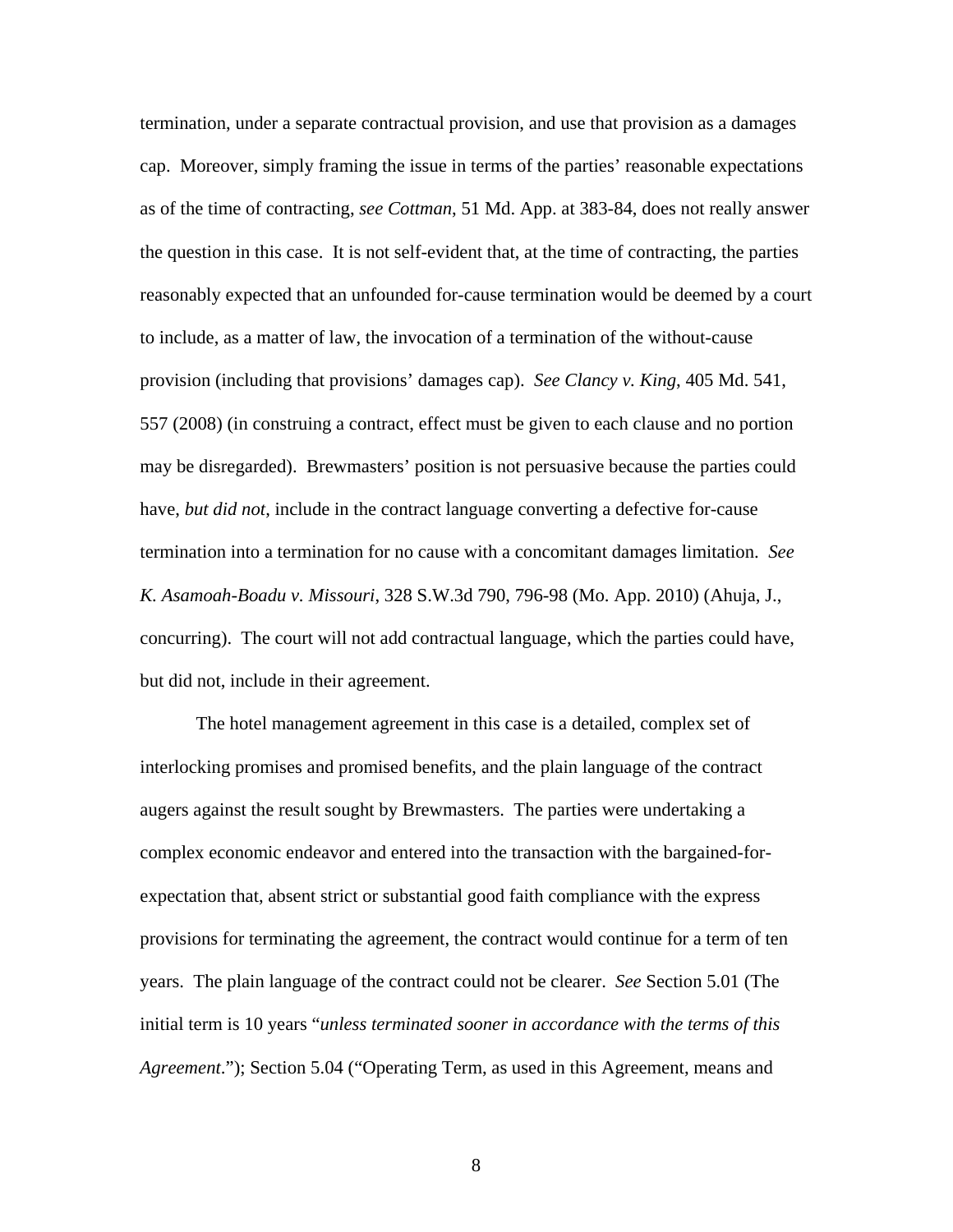termination, under a separate contractual provision, and use that provision as a damages cap. Moreover, simply framing the issue in terms of the parties' reasonable expectations as of the time of contracting, *see Cottman*, 51 Md. App. at 383-84, does not really answer the question in this case. It is not self-evident that, at the time of contracting, the parties reasonably expected that an unfounded for-cause termination would be deemed by a court to include, as a matter of law, the invocation of a termination of the without-cause provision (including that provisions' damages cap). *See Clancy v. King*, 405 Md. 541, 557 (2008) (in construing a contract, effect must be given to each clause and no portion may be disregarded). Brewmasters' position is not persuasive because the parties could have, *but did not*, include in the contract language converting a defective for-cause termination into a termination for no cause with a concomitant damages limitation. *See K. Asamoah-Boadu v. Missouri*, 328 S.W.3d 790, 796-98 (Mo. App. 2010) (Ahuja, J., concurring). The court will not add contractual language, which the parties could have, but did not, include in their agreement.

The hotel management agreement in this case is a detailed, complex set of interlocking promises and promised benefits, and the plain language of the contract augers against the result sought by Brewmasters. The parties were undertaking a complex economic endeavor and entered into the transaction with the bargained-for-expectation that, absent strict or substantial good faith compliance with the express provisions for terminating the agreement, the contract would continue for a term of ten years. The plain language of the contract could not be clearer. *See* Section 5.01 (The initial term is 10 years "*unless terminated sooner in accordance with the terms of this Agreement*."); Section 5.04 ("Operating Term, as used in this Agreement, means and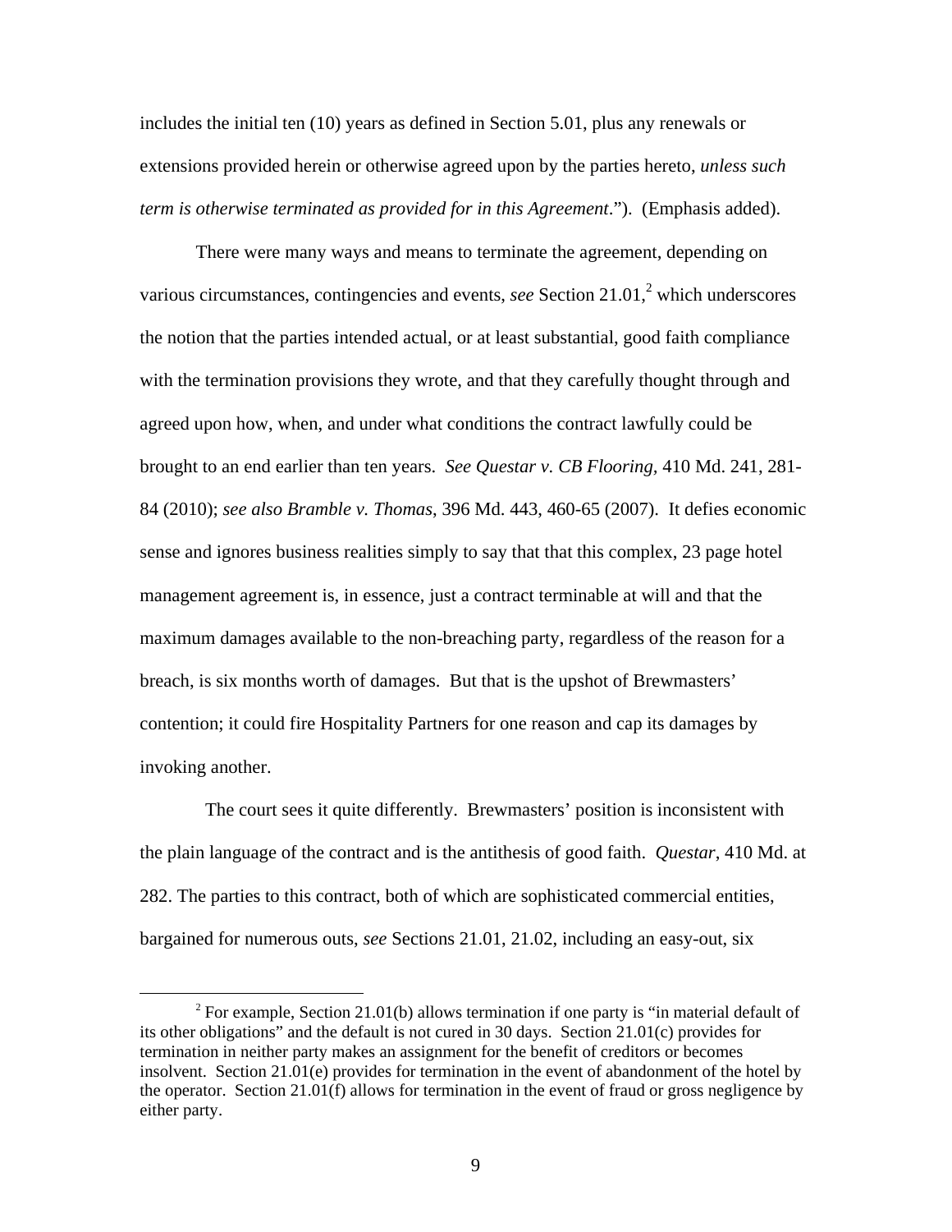includes the initial ten (10) years as defined in Section 5.01, plus any renewals or extensions provided herein or otherwise agreed upon by the parties hereto, *unless such term is otherwise terminated as provided for in this Agreement*."). (Emphasis added).

There were many ways and means to terminate the agreement, depending on various circumstances, contingencies and events, *see* Section 21.01,[2] which underscores the notion that the parties intended actual, or at least substantial, good faith compliance with the termination provisions they wrote, and that they carefully thought through and agreed upon how, when, and under what conditions the contract lawfully could be brought to an end earlier than ten years. *See Questar v. CB Flooring*, 410 Md. 241, 281-84 (2010); *see also Bramble v. Thomas*, 396 Md. 443, 460-65 (2007). It defies economic sense and ignores business realities simply to say that that this complex, 23 page hotel management agreement is, in essence, just a contract terminable at will and that the maximum damages available to the non-breaching party, regardless of the reason for a breach, is six months worth of damages. But that is the upshot of Brewmasters' contention; it could fire Hospitality Partners for one reason and cap its damages by invoking another.

The court sees it quite differently. Brewmasters' position is inconsistent with the plain language of the contract and is the antithesis of good faith. *Questar*, 410 Md. at 282. The parties to this contract, both of which are sophisticated commercial entities, bargained for numerous outs, *see* Sections 21.01, 21.02, including an easy-out, six

[2] For example, Section 21.01(b) allows termination if one party is "in material default of its other obligations" and the default is not cured in 30 days. Section 21.01(c) provides for termination in neither party makes an assignment for the benefit of creditors or becomes insolvent. Section 21.01(e) provides for termination in the event of abandonment of the hotel by the operator. Section 21.01(f) allows for termination in the event of fraud or gross negligence by either party.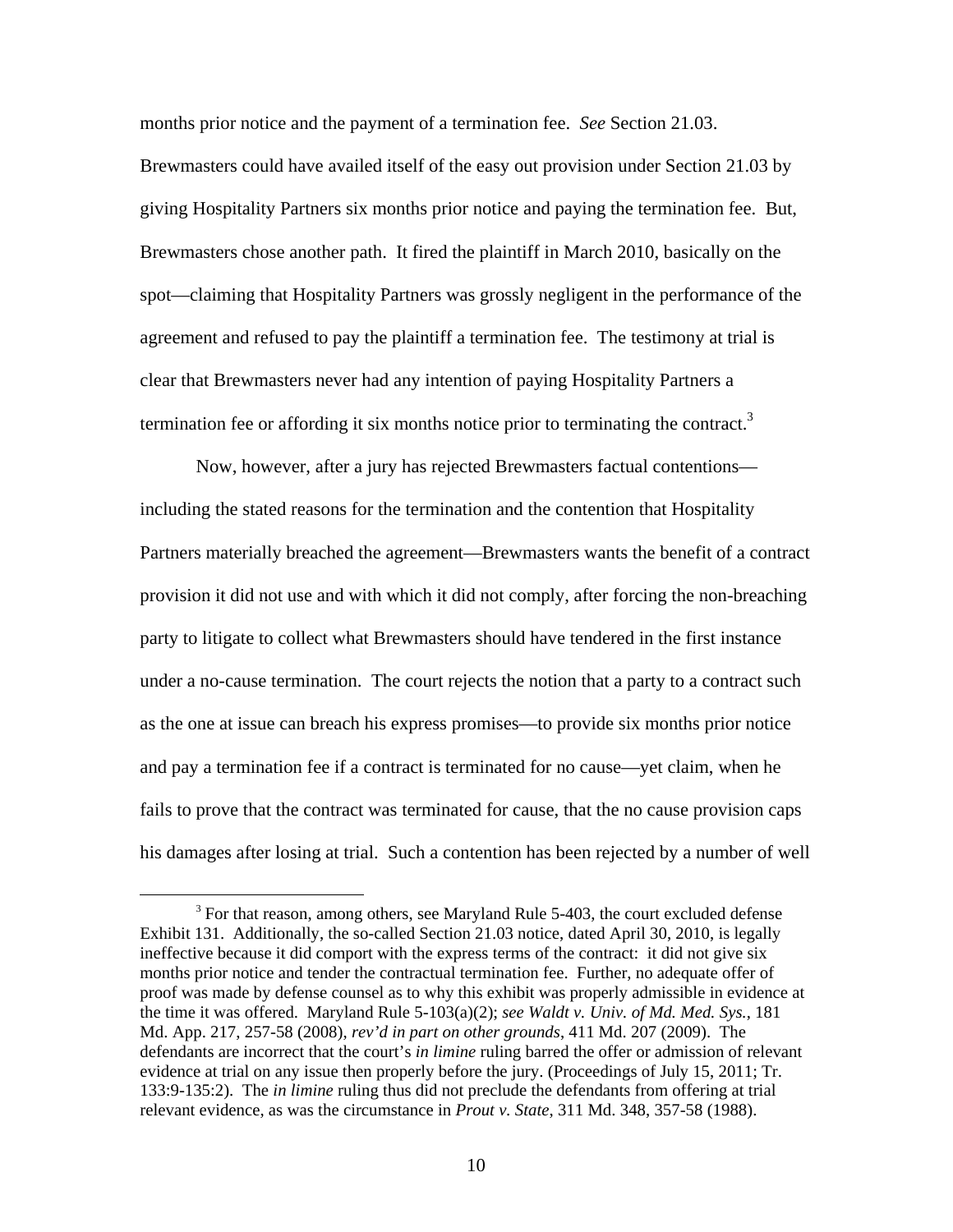months prior notice and the payment of a termination fee. *See* Section 21.03. Brewmasters could have availed itself of the easy out provision under Section 21.03 by giving Hospitality Partners six months prior notice and paying the termination fee. But, Brewmasters chose another path. It fired the plaintiff in March 2010, basically on the spot—claiming that Hospitality Partners was grossly negligent in the performance of the agreement and refused to pay the plaintiff a termination fee. The testimony at trial is clear that Brewmasters never had any intention of paying Hospitality Partners a termination fee or affording it six months notice prior to terminating the contract.[3]

Now, however, after a jury has rejected Brewmasters factual contentions—including the stated reasons for the termination and the contention that Hospitality Partners materially breached the agreement—Brewmasters wants the benefit of a contract provision it did not use and with which it did not comply, after forcing the non-breaching party to litigate to collect what Brewmasters should have tendered in the first instance under a no-cause termination. The court rejects the notion that a party to a contract such as the one at issue can breach his express promises—to provide six months prior notice and pay a termination fee if a contract is terminated for no cause—yet claim, when he fails to prove that the contract was terminated for cause, that the no cause provision caps his damages after losing at trial. Such a contention has been rejected by a number of well

---

[3] For that reason, among others, see Maryland Rule 5-403, the court excluded defense Exhibit 131. Additionally, the so-called Section 21.03 notice, dated April 30, 2010, is legally ineffective because it did comport with the express terms of the contract: it did not give six months prior notice and tender the contractual termination fee. Further, no adequate offer of proof was made by defense counsel as to why this exhibit was properly admissible in evidence at the time it was offered. Maryland Rule 5-103(a)(2); *see Waldt v. Univ. of Md. Med. Sys.*, 181 Md. App. 217, 257-58 (2008), *rev'd in part on other grounds*, 411 Md. 207 (2009). The defendants are incorrect that the court's *in limine* ruling barred the offer or admission of relevant evidence at trial on any issue then properly before the jury. (Proceedings of July 15, 2011; Tr. 133:9-135:2). The *in limine* ruling thus did not preclude the defendants from offering at trial relevant evidence, as was the circumstance in *Prout v. State*, 311 Md. 348, 357-58 (1988).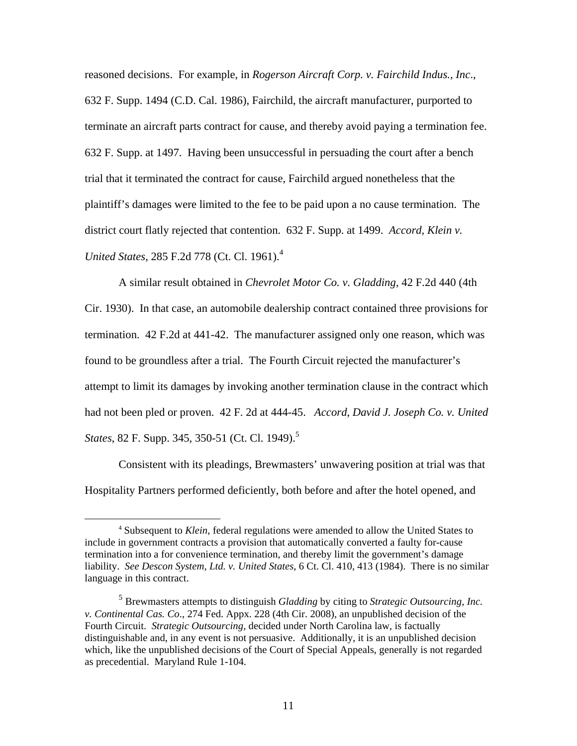reasoned decisions. For example, in *Rogerson Aircraft Corp. v. Fairchild Indus., Inc*., 632 F. Supp. 1494 (C.D. Cal. 1986), Fairchild, the aircraft manufacturer, purported to terminate an aircraft parts contract for cause, and thereby avoid paying a termination fee. 632 F. Supp. at 1497. Having been unsuccessful in persuading the court after a bench trial that it terminated the contract for cause, Fairchild argued nonetheless that the plaintiff's damages were limited to the fee to be paid upon a no cause termination. The district court flatly rejected that contention. 632 F. Supp. at 1499. *Accord*, *Klein v. United States*, 285 F.2d 778 (Ct. Cl. 1961).[4]

A similar result obtained in *Chevrolet Motor Co. v. Gladding*, 42 F.2d 440 (4th Cir. 1930). In that case, an automobile dealership contract contained three provisions for termination. 42 F.2d at 441-42. The manufacturer assigned only one reason, which was found to be groundless after a trial. The Fourth Circuit rejected the manufacturer's attempt to limit its damages by invoking another termination clause in the contract which had not been pled or proven. 42 F. 2d at 444-45. *Accord*, *David J. Joseph Co. v. United States*, 82 F. Supp. 345, 350-51 (Ct. Cl. 1949).[5]

Consistent with its pleadings, Brewmasters' unwavering position at trial was that Hospitality Partners performed deficiently, both before and after the hotel opened, and

---

[4] Subsequent to *Klein*, federal regulations were amended to allow the United States to include in government contracts a provision that automatically converted a faulty for-cause termination into a for convenience termination, and thereby limit the government's damage liability. *See Descon System, Ltd. v. United States*, 6 Ct. Cl. 410, 413 (1984). There is no similar language in this contract.

[5] Brewmasters attempts to distinguish *Gladding* by citing to *Strategic Outsourcing, Inc. v. Continental Cas. Co*., 274 Fed. Appx. 228 (4th Cir. 2008), an unpublished decision of the Fourth Circuit. *Strategic Outsourcing*, decided under North Carolina law, is factually distinguishable and, in any event is not persuasive. Additionally, it is an unpublished decision which, like the unpublished decisions of the Court of Special Appeals, generally is not regarded as precedential. Maryland Rule 1-104.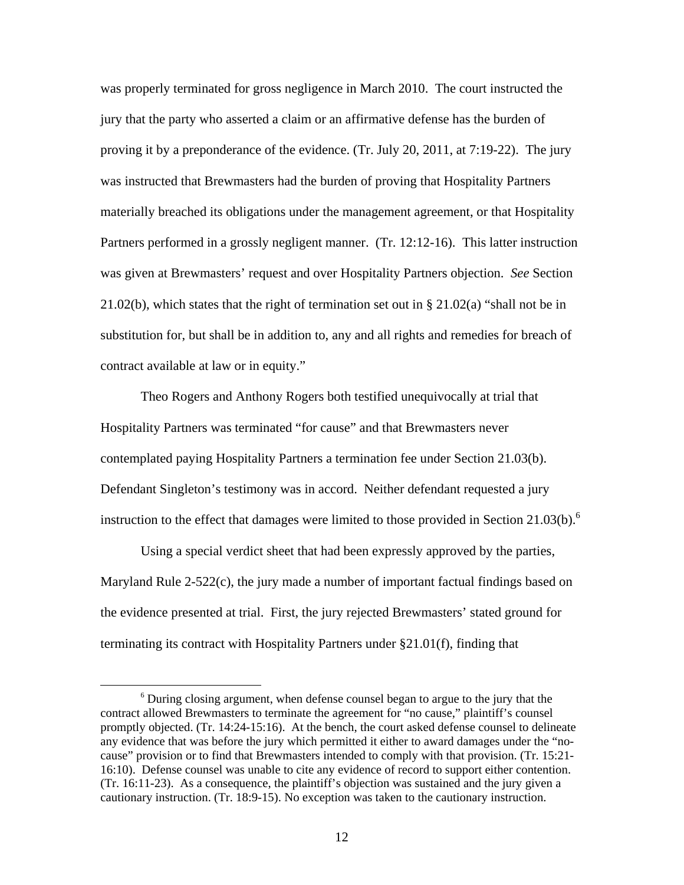was properly terminated for gross negligence in March 2010. The court instructed the jury that the party who asserted a claim or an affirmative defense has the burden of proving it by a preponderance of the evidence. (Tr. July 20, 2011, at 7:19-22). The jury was instructed that Brewmasters had the burden of proving that Hospitality Partners materially breached its obligations under the management agreement, or that Hospitality Partners performed in a grossly negligent manner. (Tr. 12:12-16). This latter instruction was given at Brewmasters' request and over Hospitality Partners objection. *See* Section 21.02(b), which states that the right of termination set out in § 21.02(a) "shall not be in substitution for, but shall be in addition to, any and all rights and remedies for breach of contract available at law or in equity."

Theo Rogers and Anthony Rogers both testified unequivocally at trial that Hospitality Partners was terminated "for cause" and that Brewmasters never contemplated paying Hospitality Partners a termination fee under Section 21.03(b). Defendant Singleton's testimony was in accord. Neither defendant requested a jury instruction to the effect that damages were limited to those provided in Section 21.03(b).[6]

Using a special verdict sheet that had been expressly approved by the parties, Maryland Rule 2-522(c), the jury made a number of important factual findings based on the evidence presented at trial. First, the jury rejected Brewmasters' stated ground for terminating its contract with Hospitality Partners under §21.01(f), finding that

---

[6] During closing argument, when defense counsel began to argue to the jury that the contract allowed Brewmasters to terminate the agreement for "no cause," plaintiff's counsel promptly objected. (Tr. 14:24-15:16). At the bench, the court asked defense counsel to delineate any evidence that was before the jury which permitted it either to award damages under the "no-cause" provision or to find that Brewmasters intended to comply with that provision. (Tr. 15:21-16:10). Defense counsel was unable to cite any evidence of record to support either contention. (Tr. 16:11-23). As a consequence, the plaintiff's objection was sustained and the jury given a cautionary instruction. (Tr. 18:9-15). No exception was taken to the cautionary instruction.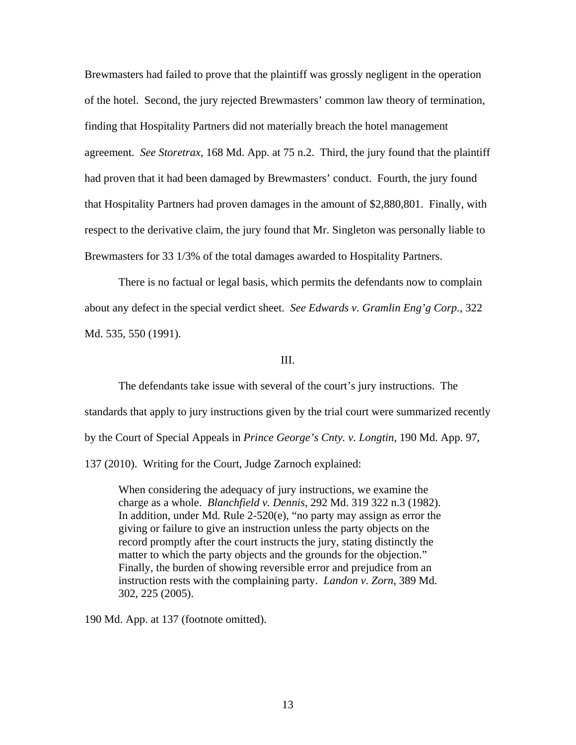Brewmasters had failed to prove that the plaintiff was grossly negligent in the operation of the hotel. Second, the jury rejected Brewmasters' common law theory of termination, finding that Hospitality Partners did not materially breach the hotel management agreement. *See Storetrax*, 168 Md. App. at 75 n.2. Third, the jury found that the plaintiff had proven that it had been damaged by Brewmasters' conduct. Fourth, the jury found that Hospitality Partners had proven damages in the amount of $2,880,801. Finally, with respect to the derivative claim, the jury found that Mr. Singleton was personally liable to Brewmasters for 33 1/3% of the total damages awarded to Hospitality Partners.

There is no factual or legal basis, which permits the defendants now to complain about any defect in the special verdict sheet. *See Edwards v. Gramlin Eng'g Corp.*, 322 Md. 535, 550 (1991).

III.

The defendants take issue with several of the court's jury instructions. The standards that apply to jury instructions given by the trial court were summarized recently by the Court of Special Appeals in *Prince George's Cnty. v. Longtin*, 190 Md. App. 97, 137 (2010). Writing for the Court, Judge Zarnoch explained:

> When considering the adequacy of jury instructions, we examine the charge as a whole. *Blanchfield v. Dennis*, 292 Md. 319 322 n.3 (1982). In addition, under Md. Rule 2-520(e), "no party may assign as error the giving or failure to give an instruction unless the party objects on the record promptly after the court instructs the jury, stating distinctly the matter to which the party objects and the grounds for the objection." Finally, the burden of showing reversible error and prejudice from an instruction rests with the complaining party. *Landon v. Zorn*, 389 Md. 302, 225 (2005).

190 Md. App. at 137 (footnote omitted).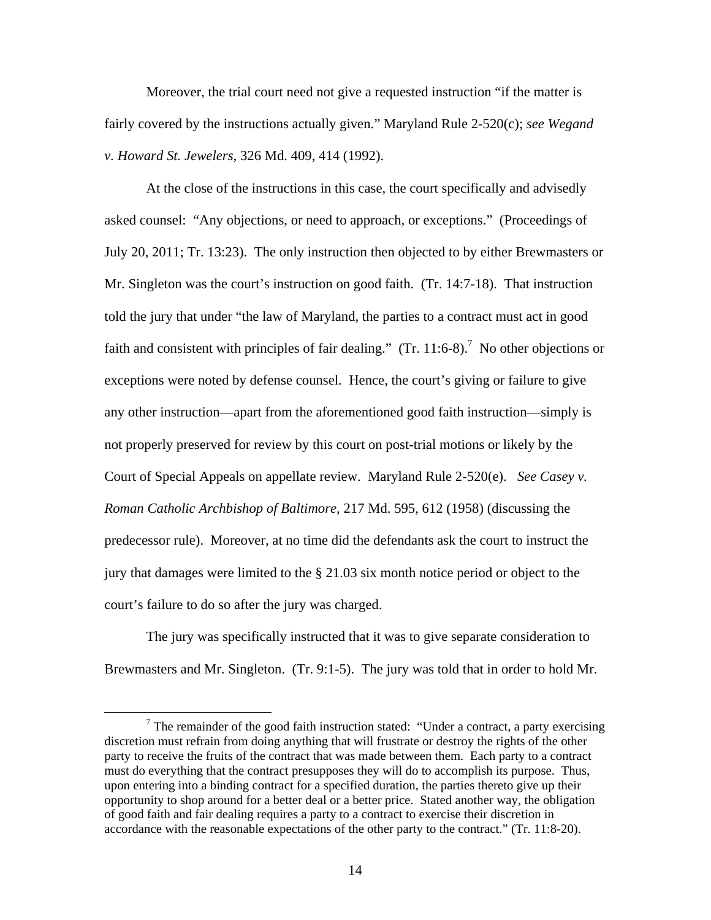Moreover, the trial court need not give a requested instruction "if the matter is fairly covered by the instructions actually given." Maryland Rule 2-520(c); *see Wegand v. Howard St. Jewelers*, 326 Md. 409, 414 (1992).

At the close of the instructions in this case, the court specifically and advisedly asked counsel: "Any objections, or need to approach, or exceptions." (Proceedings of July 20, 2011; Tr. 13:23). The only instruction then objected to by either Brewmasters or Mr. Singleton was the court's instruction on good faith. (Tr. 14:7-18). That instruction told the jury that under "the law of Maryland, the parties to a contract must act in good faith and consistent with principles of fair dealing." (Tr. 11:6-8).[7] No other objections or exceptions were noted by defense counsel. Hence, the court's giving or failure to give any other instruction—apart from the aforementioned good faith instruction—simply is not properly preserved for review by this court on post-trial motions or likely by the Court of Special Appeals on appellate review. Maryland Rule 2-520(e). *See Casey v. Roman Catholic Archbishop of Baltimore*, 217 Md. 595, 612 (1958) (discussing the predecessor rule). Moreover, at no time did the defendants ask the court to instruct the jury that damages were limited to the § 21.03 six month notice period or object to the court's failure to do so after the jury was charged.

The jury was specifically instructed that it was to give separate consideration to Brewmasters and Mr. Singleton. (Tr. 9:1-5). The jury was told that in order to hold Mr.

[7] The remainder of the good faith instruction stated: "Under a contract, a party exercising discretion must refrain from doing anything that will frustrate or destroy the rights of the other party to receive the fruits of the contract that was made between them. Each party to a contract must do everything that the contract presupposes they will do to accomplish its purpose. Thus, upon entering into a binding contract for a specified duration, the parties thereto give up their opportunity to shop around for a better deal or a better price. Stated another way, the obligation of good faith and fair dealing requires a party to a contract to exercise their discretion in accordance with the reasonable expectations of the other party to the contract." (Tr. 11:8-20).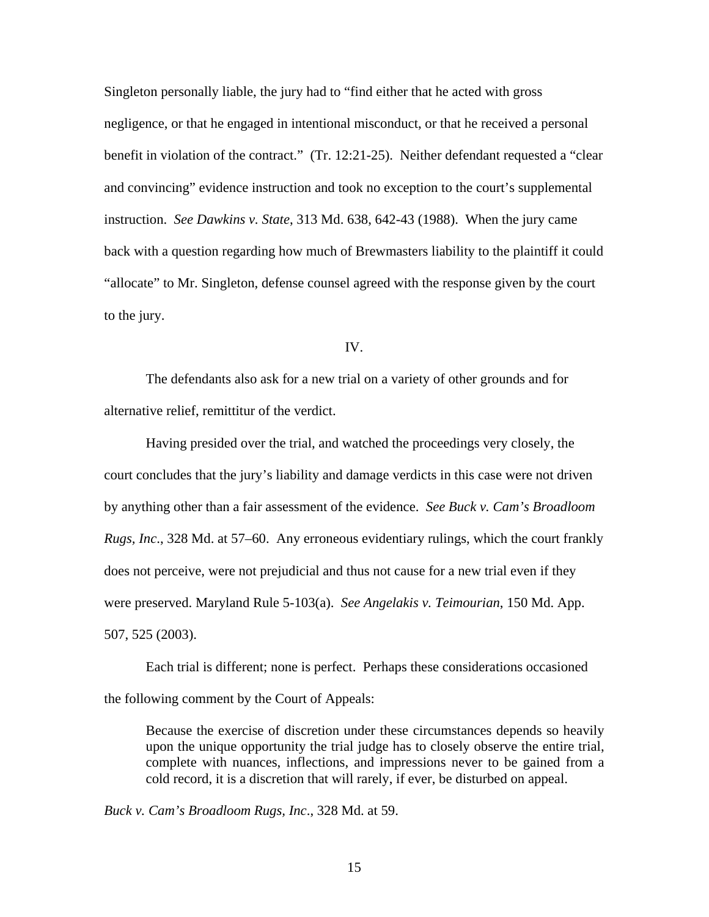Singleton personally liable, the jury had to "find either that he acted with gross negligence, or that he engaged in intentional misconduct, or that he received a personal benefit in violation of the contract." (Tr. 12:21-25). Neither defendant requested a "clear and convincing" evidence instruction and took no exception to the court's supplemental instruction. *See Dawkins v. State*, 313 Md. 638, 642-43 (1988). When the jury came back with a question regarding how much of Brewmasters liability to the plaintiff it could "allocate" to Mr. Singleton, defense counsel agreed with the response given by the court to the jury.

IV.

The defendants also ask for a new trial on a variety of other grounds and for alternative relief, remittitur of the verdict.

Having presided over the trial, and watched the proceedings very closely, the court concludes that the jury's liability and damage verdicts in this case were not driven by anything other than a fair assessment of the evidence. *See Buck v. Cam's Broadloom Rugs, Inc*., 328 Md. at 57–60. Any erroneous evidentiary rulings, which the court frankly does not perceive, were not prejudicial and thus not cause for a new trial even if they were preserved. Maryland Rule 5-103(a). *See Angelakis v. Teimourian*, 150 Md. App. 507, 525 (2003).

Each trial is different; none is perfect. Perhaps these considerations occasioned the following comment by the Court of Appeals:

> Because the exercise of discretion under these circumstances depends so heavily upon the unique opportunity the trial judge has to closely observe the entire trial, complete with nuances, inflections, and impressions never to be gained from a cold record, it is a discretion that will rarely, if ever, be disturbed on appeal.

*Buck v. Cam's Broadloom Rugs, Inc*., 328 Md. at 59.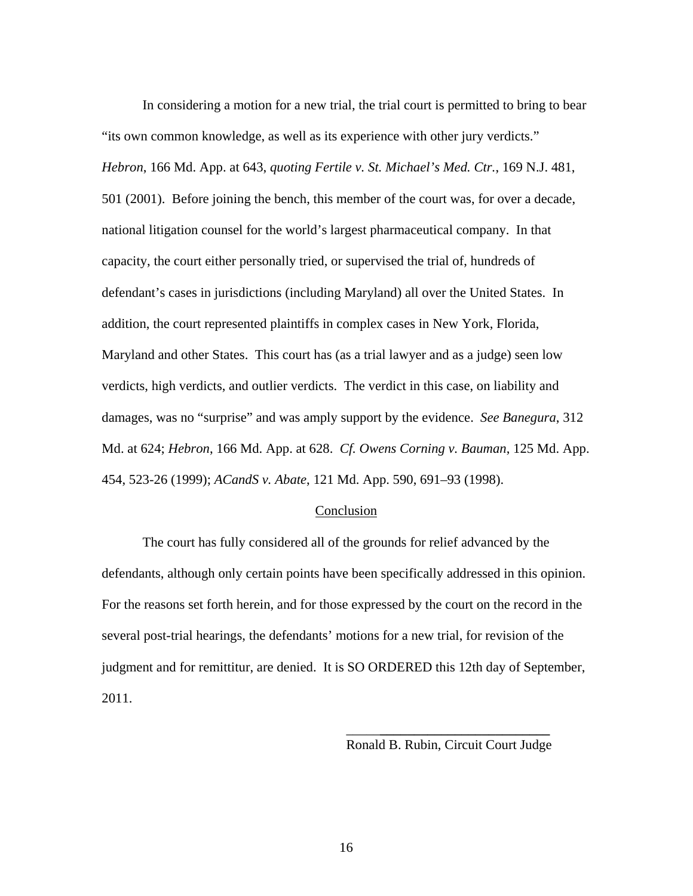In considering a motion for a new trial, the trial court is permitted to bring to bear "its own common knowledge, as well as its experience with other jury verdicts." *Hebron*, 166 Md. App. at 643, *quoting Fertile v. St. Michael's Med. Ctr.*, 169 N.J. 481, 501 (2001). Before joining the bench, this member of the court was, for over a decade, national litigation counsel for the world's largest pharmaceutical company. In that capacity, the court either personally tried, or supervised the trial of, hundreds of defendant's cases in jurisdictions (including Maryland) all over the United States. In addition, the court represented plaintiffs in complex cases in New York, Florida, Maryland and other States. This court has (as a trial lawyer and as a judge) seen low verdicts, high verdicts, and outlier verdicts. The verdict in this case, on liability and damages, was no "surprise" and was amply support by the evidence. *See Banegura*, 312 Md. at 624; *Hebron*, 166 Md. App. at 628. *Cf. Owens Corning v. Bauman*, 125 Md. App. 454, 523-26 (1999); *ACandS v. Abate*, 121 Md. App. 590, 691–93 (1998).

## Conclusion

The court has fully considered all of the grounds for relief advanced by the defendants, although only certain points have been specifically addressed in this opinion. For the reasons set forth herein, and for those expressed by the court on the record in the several post-trial hearings, the defendants' motions for a new trial, for revision of the judgment and for remittitur, are denied. It is SO ORDERED this 12th day of September, 2011.

\_\_\_\_\_\_\_\_\_\_\_\_\_\_\_\_\_\_\_\_\_\_\_\_\_\_\_\_\_\_

Ronald B. Rubin, Circuit Court Judge